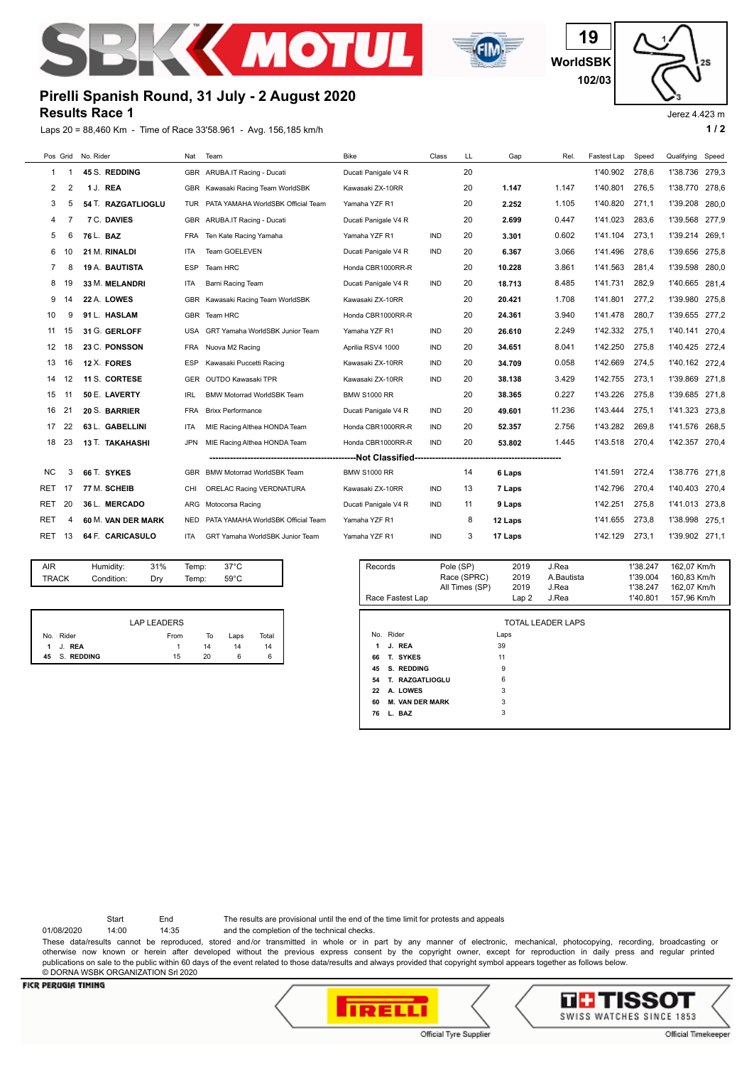# Pirelli Spanish Round, 31 July - 2 August 2020

## Results Race 1

19 WorldSBK 102/03

Jerez 4.423 m

Laps 20 = 88,460 Km - Time of Race 33'58.961 - Avg. 156,185 km/h

| Pos | Grid | No. Rider | Nat | Team | Bike | Class | LL | Gap | Rel. | Fastest Lap | Speed | Qualifying | Speed |
|---|---|---|---|---|---|---|---|---|---|---|---|---|---|
| 1 | 1 | 45 S. **REDDING** | GBR | ARUBA.IT Racing - Ducati | Ducati Panigale V4 R | | 20 | | | 1'40.902 | 278,6 | 1'38.736 | 279,3 |
| 2 | 2 | 1 J. **REA** | GBR | Kawasaki Racing Team WorldSBK | Kawasaki ZX-10RR | | 20 | **1.147** | 1.147 | 1'40.801 | 276,5 | 1'38.770 | 278,6 |
| 3 | 5 | 54 T. **RAZGATLIOGLU** | TUR | PATA YAMAHA WorldSBK Official Team | Yamaha YZF R1 | | 20 | **2.252** | 1.105 | 1'40.820 | 271,1 | 1'39.208 | 280,0 |
| 4 | 7 | 7 C. **DAVIES** | GBR | ARUBA.IT Racing - Ducati | Ducati Panigale V4 R | | 20 | **2.699** | 0.447 | 1'41.023 | 283,6 | 1'39.568 | 277,9 |
| 5 | 6 | 76 L. **BAZ** | FRA | Ten Kate Racing Yamaha | Yamaha YZF R1 | IND | 20 | **3.301** | 0.602 | 1'41.104 | 273,1 | 1'39.214 | 269,1 |
| 6 | 10 | 21 M. **RINALDI** | ITA | Team GOELEVEN | Ducati Panigale V4 R | IND | 20 | **6.367** | 3.066 | 1'41.496 | 278,6 | 1'39.656 | 275,8 |
| 7 | 8 | 19 A. **BAUTISTA** | ESP | Team HRC | Honda CBR1000RR-R | | 20 | **10.228** | 3.861 | 1'41.563 | 281,4 | 1'39.598 | 280,0 |
| 8 | 19 | 33 M. **MELANDRI** | ITA | Barni Racing Team | Ducati Panigale V4 R | IND | 20 | **18.713** | 8.485 | 1'41.731 | 282,9 | 1'40.665 | 281,4 |
| 9 | 14 | 22 A. **LOWES** | GBR | Kawasaki Racing Team WorldSBK | Kawasaki ZX-10RR | | 20 | **20.421** | 1.708 | 1'41.801 | 277,2 | 1'39.980 | 275,8 |
| 10 | 9 | 91 L. **HASLAM** | GBR | Team HRC | Honda CBR1000RR-R | | 20 | **24.361** | 3.940 | 1'41.478 | 280,7 | 1'39.655 | 277,2 |
| 11 | 15 | 31 G. **GERLOFF** | USA | GRT Yamaha WorldSBK Junior Team | Yamaha YZF R1 | IND | 20 | **26.610** | 2.249 | 1'42.332 | 275,1 | 1'40.141 | 270,4 |
| 12 | 18 | 23 C. **PONSSON** | FRA | Nuova M2 Racing | Aprilia RSV4 1000 | IND | 20 | **34.651** | 8.041 | 1'42.250 | 275,8 | 1'40.425 | 272,4 |
| 13 | 16 | 12 X. **FORES** | ESP | Kawasaki Puccetti Racing | Kawasaki ZX-10RR | IND | 20 | **34.709** | 0.058 | 1'42.669 | 274,5 | 1'40.162 | 272,4 |
| 14 | 12 | 11 S. **CORTESE** | GER | OUTDO Kawasaki TPR | Kawasaki ZX-10RR | IND | 20 | **38.138** | 3.429 | 1'42.755 | 273,1 | 1'39.869 | 271,8 |
| 15 | 11 | 50 E. **LAVERTY** | IRL | BMW Motorrad WorldSBK Team | BMW S1000 RR | | 20 | **38.365** | 0.227 | 1'43.226 | 275,8 | 1'39.685 | 271,8 |
| 16 | 21 | 20 S. **BARRIER** | FRA | Brixx Performance | Ducati Panigale V4 R | IND | 20 | **49.601** | 11.236 | 1'43.444 | 275,1 | 1'41.323 | 273,8 |
| 17 | 22 | 63 L. **GABELLINI** | ITA | MIE Racing Althea HONDA Team | Honda CBR1000RR-R | IND | 20 | **52.357** | 2.756 | 1'43.282 | 269,8 | 1'41.576 | 268,5 |
| 18 | 23 | 13 T. **TAKAHASHI** | JPN | MIE Racing Althea HONDA Team | Honda CBR1000RR-R | IND | 20 | **53.802** | 1.445 | 1'43.518 | 270,4 | 1'42.357 | 270,4 |
| | | | | | **Not Classified** | | | | | | | | |
| NC | 3 | 66 T. **SYKES** | GBR | BMW Motorrad WorldSBK Team | BMW S1000 RR | | 14 | **6 Laps** | | 1'41.591 | 272,4 | 1'38.776 | 271,8 |
| RET | 17 | 77 M. **SCHEIB** | CHI | ORELAC Racing VERDNATURA | Kawasaki ZX-10RR | IND | 13 | **7 Laps** | | 1'42.796 | 270,4 | 1'40.403 | 270,4 |
| RET | 20 | 36 L. **MERCADO** | ARG | Motocorsa Racing | Ducati Panigale V4 R | IND | 11 | **9 Laps** | | 1'42.251 | 275,8 | 1'41.013 | 273,8 |
| RET | 4 | 60 M. **VAN DER MARK** | NED | PATA YAMAHA WorldSBK Official Team | Yamaha YZF R1 | | 8 | **12 Laps** | | 1'41.655 | 273,8 | 1'38.998 | 275,1 |
| RET | 13 | 64 F. **CARICASULO** | ITA | GRT Yamaha WorldSBK Junior Team | Yamaha YZF R1 | IND | 3 | **17 Laps** | | 1'42.129 | 273,1 | 1'39.902 | 271,1 |

| | | | | |
|---|---|---|---|---|
| AIR | Humidity: | 31% | Temp: | 37°C |
| TRACK | Condition: | Dry | Temp: | 59°C |

| Records | | | | | |
|---|---|---|---|---|---|
| | Pole (SP) | 2019 | J.Rea | 1'38.247 | 162,07 Km/h |
| | Race (SPRC) | 2019 | A.Bautista | 1'39.004 | 160,83 Km/h |
| | All Times (SP) | 2019 | J.Rea | 1'38.247 | 162,07 Km/h |
| Race Fastest Lap | | Lap 2 | J.Rea | 1'40.801 | 157,96 Km/h |

**LAP LEADERS**

| No. | Rider | From | To | Laps | Total |
|---|---|---|---|---|---|
| 1 | J. **REA** | 1 | 14 | 14 | 14 |
| 45 | S. **REDDING** | 15 | 20 | 6 | 6 |

**TOTAL LEADER LAPS**

| No. | Rider | Laps |
|---|---|---|
| 1 | J. **REA** | 39 |
| 66 | T. **SYKES** | 11 |
| 45 | S. **REDDING** | 9 |
| 54 | T. **RAZGATLIOGLU** | 6 |
| 22 | A. **LOWES** | 3 |
| 60 | M. **VAN DER MARK** | 3 |
| 76 | L. **BAZ** | 3 |

| | Start | End |
|---|---|---|
| 01/08/2020 | 14:00 | 14:35 |

The results are provisional until the end of the time limit for protests and appeals and the completion of the technical checks.

These data/results cannot be reproduced, stored and/or transmitted in whole or in part by any manner of electronic, mechanical, photocopying, recording, broadcasting or otherwise now known or herein after developed without the previous express consent by the copyright owner, except for reproduction in daily press and regular printed publications on sale to the public within 60 days of the event related to those data/results and always provided that copyright symbol appears together as follows below.

© DORNA WSBK ORGANIZATION Srl 2020

FICR PERUGIA TIMING

Official Tyre Supplier

TISSOT SWISS WATCHES SINCE 1853 — Official Timekeeper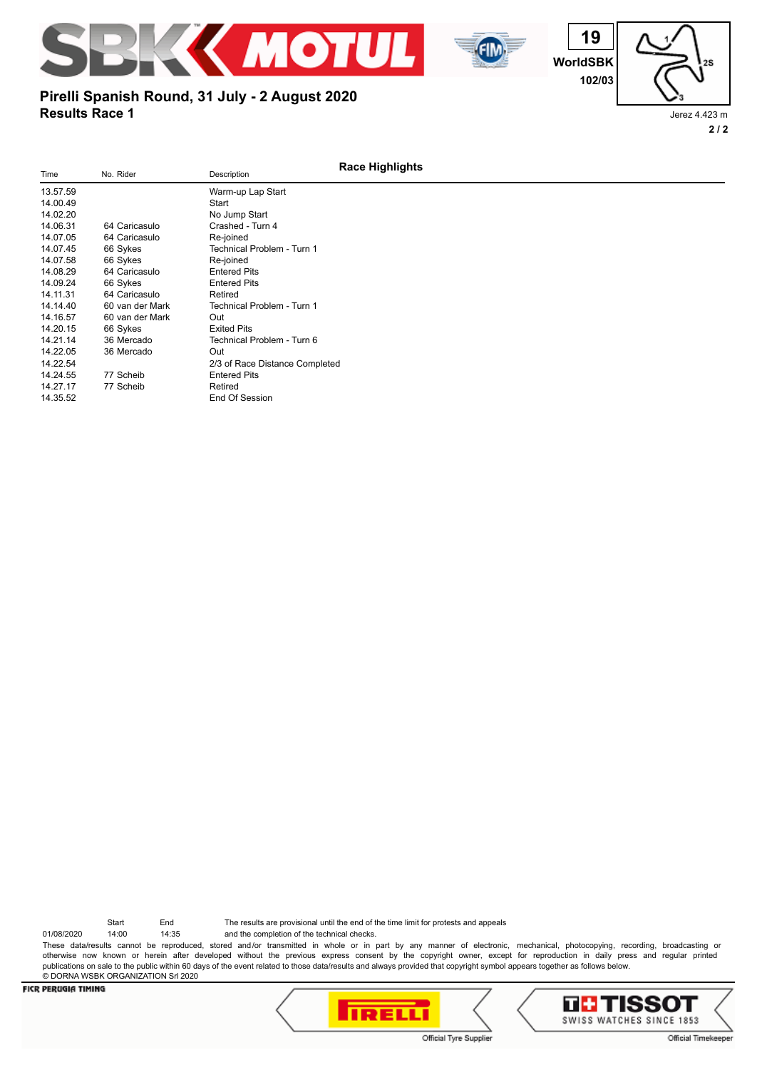Pirelli Spanish Round, 31 July - 2 August 2020

Results Race 1

19

WorldSBK

102/03

Jerez 4.423 m

## Race Highlights

| Time | No. Rider | Description |
|---|---|---|
| 13.57.59 | | Warm-up Lap Start |
| 14.00.49 | | Start |
| 14.02.20 | | No Jump Start |
| 14.06.31 | 64 Caricasulo | Crashed - Turn 4 |
| 14.07.05 | 64 Caricasulo | Re-joined |
| 14.07.45 | 66 Sykes | Technical Problem - Turn 1 |
| 14.07.58 | 66 Sykes | Re-joined |
| 14.08.29 | 64 Caricasulo | Entered Pits |
| 14.09.24 | 66 Sykes | Entered Pits |
| 14.11.31 | 64 Caricasulo | Retired |
| 14.14.40 | 60 van der Mark | Technical Problem - Turn 1 |
| 14.16.57 | 60 van der Mark | Out |
| 14.20.15 | 66 Sykes | Exited Pits |
| 14.21.14 | 36 Mercado | Technical Problem - Turn 6 |
| 14.22.05 | 36 Mercado | Out |
| 14.22.54 | | 2/3 of Race Distance Completed |
| 14.24.55 | 77 Scheib | Entered Pits |
| 14.27.17 | 77 Scheib | Retired |
| 14.35.52 | | End Of Session |

| | Start | End |
|---|---|---|
| 01/08/2020 | 14:00 | 14:35 |

The results are provisional until the end of the time limit for protests and appeals and the completion of the technical checks.

These data/results cannot be reproduced, stored and/or transmitted in whole or in part by any manner of electronic, mechanical, photocopying, recording, broadcasting or otherwise now known or herein after developed without the previous express consent by the copyright owner, except for reproduction in daily press and regular printed publications on sale to the public within 60 days of the event related to those data/results and always provided that copyright symbol appears together as follows below.

© DORNA WSBK ORGANIZATION Srl 2020

FICR PERUGIA TIMING

Official Tyre Supplier

Official Timekeeper